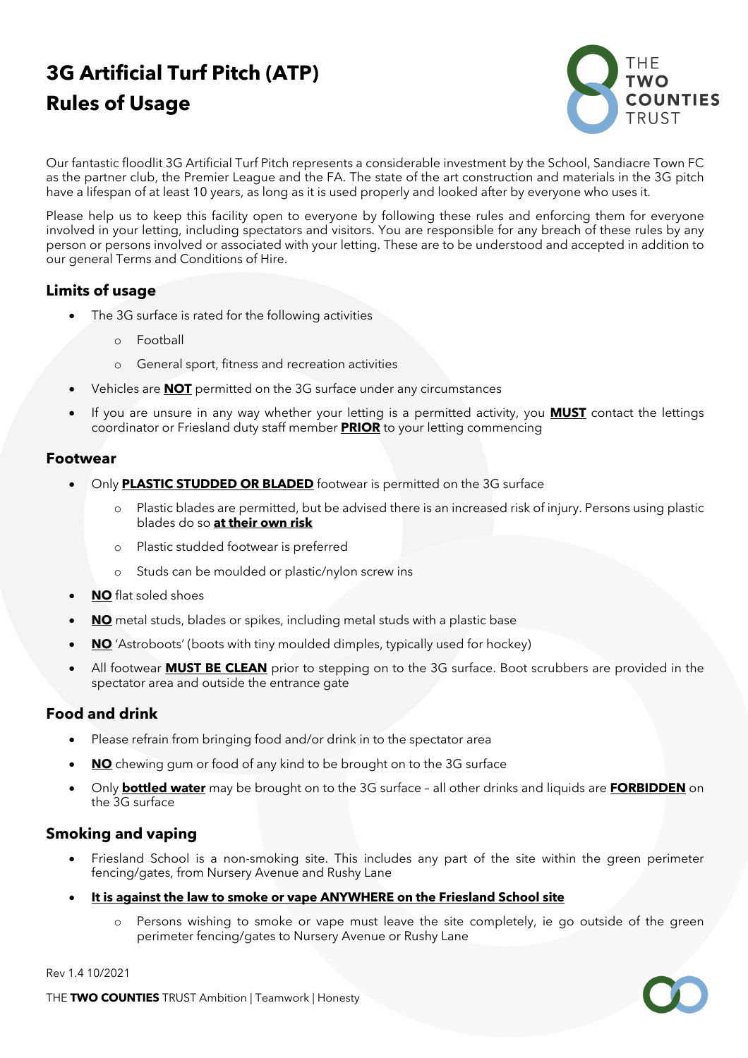# 3G Artificial Turf Pitch (ATP)
# Rules of Usage

Our fantastic floodlit 3G Artificial Turf Pitch represents a considerable investment by the School, Sandiacre Town FC as the partner club, the Premier League and the FA. The state of the art construction and materials in the 3G pitch have a lifespan of at least 10 years, as long as it is used properly and looked after by everyone who uses it.

Please help us to keep this facility open to everyone by following these rules and enforcing them for everyone involved in your letting, including spectators and visitors. You are responsible for any breach of these rules by any person or persons involved or associated with your letting. These are to be understood and accepted in addition to our general Terms and Conditions of Hire.

## Limits of usage

- The 3G surface is rated for the following activities
  - Football
  - General sport, fitness and recreation activities
- Vehicles are **NOT** permitted on the 3G surface under any circumstances
- If you are unsure in any way whether your letting is a permitted activity, you **MUST** contact the lettings coordinator or Friesland duty staff member **PRIOR** to your letting commencing

## Footwear

- Only **PLASTIC STUDDED OR BLADED** footwear is permitted on the 3G surface
  - Plastic blades are permitted, but be advised there is an increased risk of injury. Persons using plastic blades do so **at their own risk**
  - Plastic studded footwear is preferred
  - Studs can be moulded or plastic/nylon screw ins
- **NO** flat soled shoes
- **NO** metal studs, blades or spikes, including metal studs with a plastic base
- **NO** 'Astroboots' (boots with tiny moulded dimples, typically used for hockey)
- All footwear **MUST BE CLEAN** prior to stepping on to the 3G surface. Boot scrubbers are provided in the spectator area and outside the entrance gate

## Food and drink

- Please refrain from bringing food and/or drink in to the spectator area
- **NO** chewing gum or food of any kind to be brought on to the 3G surface
- Only **bottled water** may be brought on to the 3G surface – all other drinks and liquids are **FORBIDDEN** on the 3G surface

## Smoking and vaping

- Friesland School is a non-smoking site. This includes any part of the site within the green perimeter fencing/gates, from Nursery Avenue and Rushy Lane
- **It is against the law to smoke or vape ANYWHERE on the Friesland School site**
  - Persons wishing to smoke or vape must leave the site completely, ie go outside of the green perimeter fencing/gates to Nursery Avenue or Rushy Lane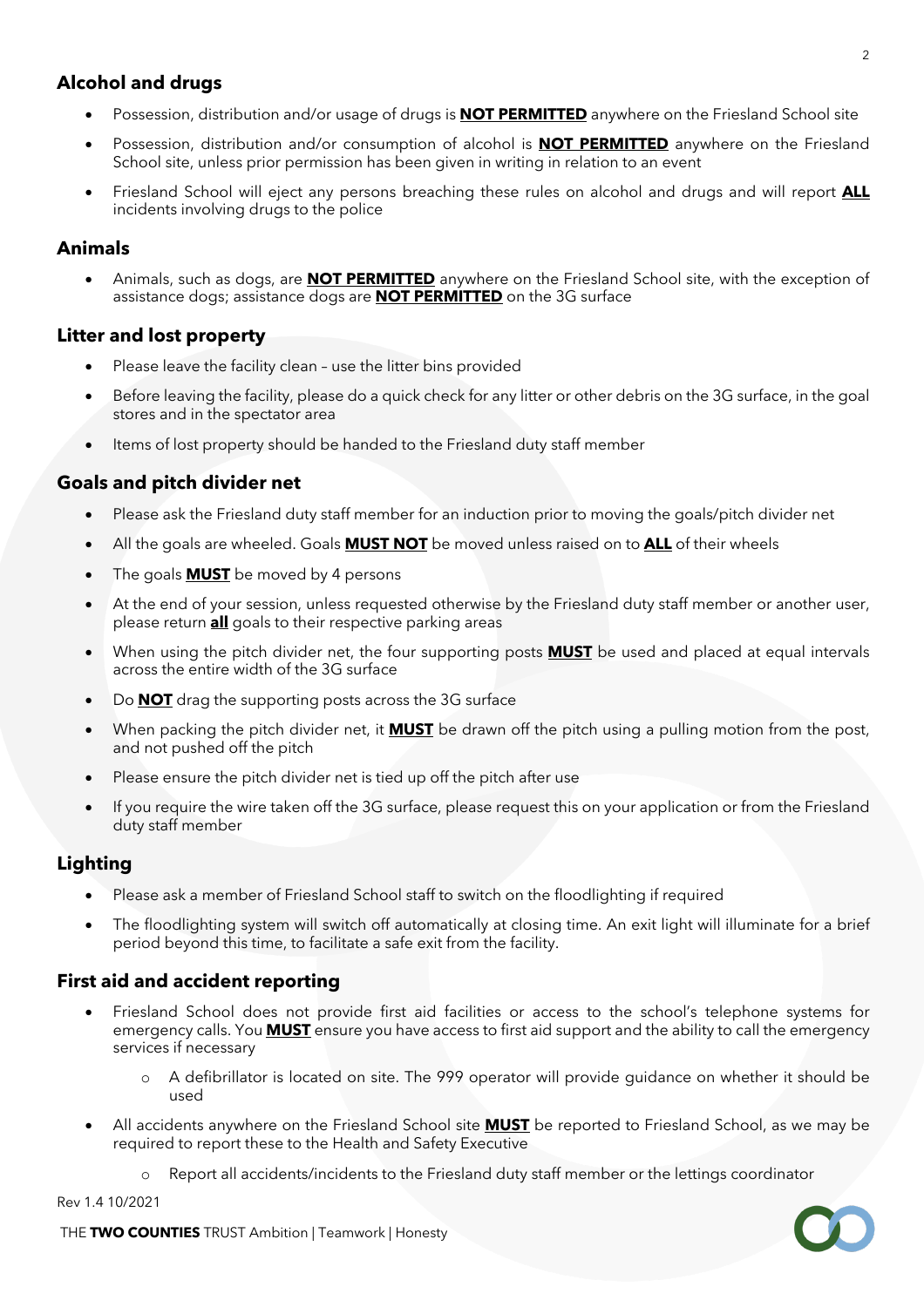## Alcohol and drugs

- Possession, distribution and/or usage of drugs is **NOT PERMITTED** anywhere on the Friesland School site
- Possession, distribution and/or consumption of alcohol is **NOT PERMITTED** anywhere on the Friesland School site, unless prior permission has been given in writing in relation to an event
- Friesland School will eject any persons breaching these rules on alcohol and drugs and will report **ALL** incidents involving drugs to the police

## Animals

- Animals, such as dogs, are **NOT PERMITTED** anywhere on the Friesland School site, with the exception of assistance dogs; assistance dogs are **NOT PERMITTED** on the 3G surface

## Litter and lost property

- Please leave the facility clean – use the litter bins provided
- Before leaving the facility, please do a quick check for any litter or other debris on the 3G surface, in the goal stores and in the spectator area
- Items of lost property should be handed to the Friesland duty staff member

## Goals and pitch divider net

- Please ask the Friesland duty staff member for an induction prior to moving the goals/pitch divider net
- All the goals are wheeled. Goals **MUST NOT** be moved unless raised on to **ALL** of their wheels
- The goals **MUST** be moved by 4 persons
- At the end of your session, unless requested otherwise by the Friesland duty staff member or another user, please return **all** goals to their respective parking areas
- When using the pitch divider net, the four supporting posts **MUST** be used and placed at equal intervals across the entire width of the 3G surface
- Do **NOT** drag the supporting posts across the 3G surface
- When packing the pitch divider net, it **MUST** be drawn off the pitch using a pulling motion from the post, and not pushed off the pitch
- Please ensure the pitch divider net is tied up off the pitch after use
- If you require the wire taken off the 3G surface, please request this on your application or from the Friesland duty staff member

## Lighting

- Please ask a member of Friesland School staff to switch on the floodlighting if required
- The floodlighting system will switch off automatically at closing time. An exit light will illuminate for a brief period beyond this time, to facilitate a safe exit from the facility.

## First aid and accident reporting

- Friesland School does not provide first aid facilities or access to the school's telephone systems for emergency calls. You **MUST** ensure you have access to first aid support and the ability to call the emergency services if necessary
  - A defibrillator is located on site. The 999 operator will provide guidance on whether it should be used
- All accidents anywhere on the Friesland School site **MUST** be reported to Friesland School, as we may be required to report these to the Health and Safety Executive
  - Report all accidents/incidents to the Friesland duty staff member or the lettings coordinator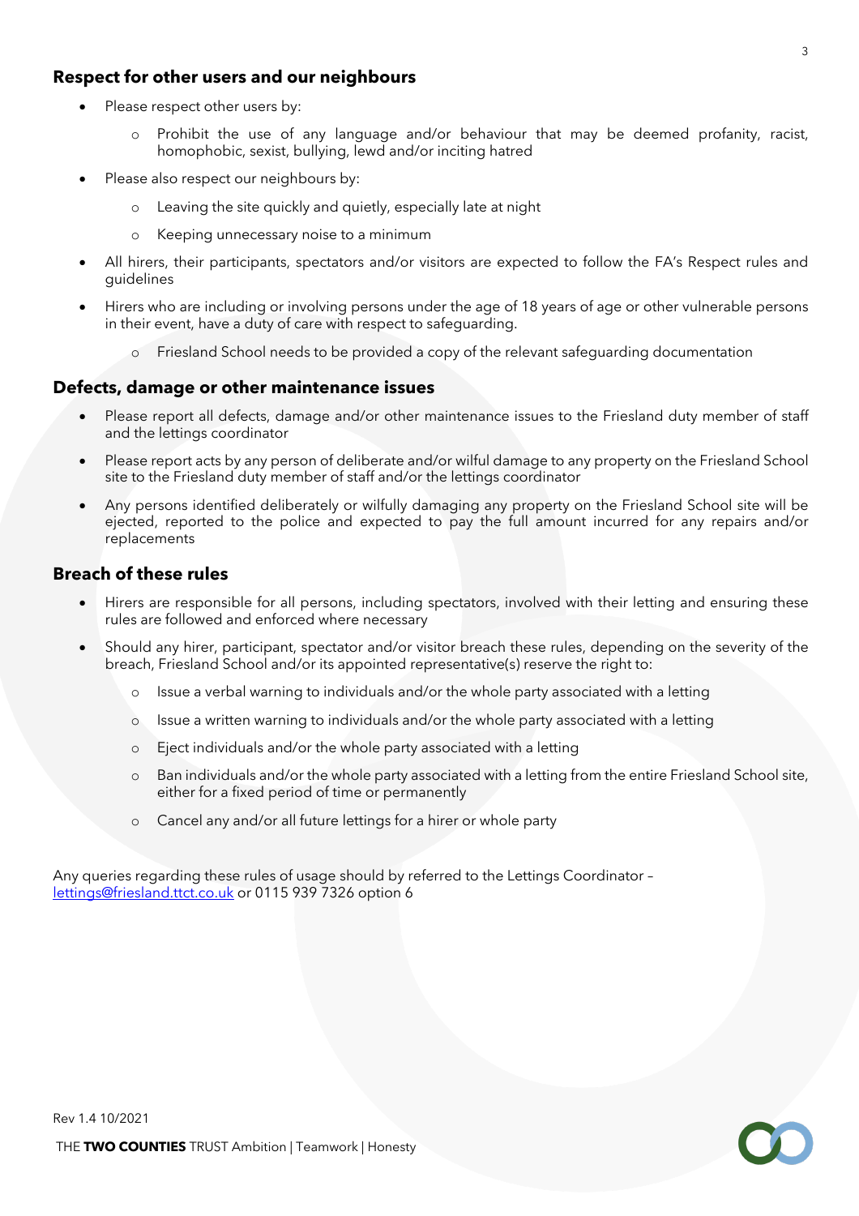## Respect for other users and our neighbours

- Please respect other users by:
  - Prohibit the use of any language and/or behaviour that may be deemed profanity, racist, homophobic, sexist, bullying, lewd and/or inciting hatred
- Please also respect our neighbours by:
  - Leaving the site quickly and quietly, especially late at night
  - Keeping unnecessary noise to a minimum
- All hirers, their participants, spectators and/or visitors are expected to follow the FA's Respect rules and guidelines
- Hirers who are including or involving persons under the age of 18 years of age or other vulnerable persons in their event, have a duty of care with respect to safeguarding.
  - Friesland School needs to be provided a copy of the relevant safeguarding documentation

## Defects, damage or other maintenance issues

- Please report all defects, damage and/or other maintenance issues to the Friesland duty member of staff and the lettings coordinator
- Please report acts by any person of deliberate and/or wilful damage to any property on the Friesland School site to the Friesland duty member of staff and/or the lettings coordinator
- Any persons identified deliberately or wilfully damaging any property on the Friesland School site will be ejected, reported to the police and expected to pay the full amount incurred for any repairs and/or replacements

## Breach of these rules

- Hirers are responsible for all persons, including spectators, involved with their letting and ensuring these rules are followed and enforced where necessary
- Should any hirer, participant, spectator and/or visitor breach these rules, depending on the severity of the breach, Friesland School and/or its appointed representative(s) reserve the right to:
  - Issue a verbal warning to individuals and/or the whole party associated with a letting
  - Issue a written warning to individuals and/or the whole party associated with a letting
  - Eject individuals and/or the whole party associated with a letting
  - Ban individuals and/or the whole party associated with a letting from the entire Friesland School site, either for a fixed period of time or permanently
  - Cancel any and/or all future lettings for a hirer or whole party

Any queries regarding these rules of usage should by referred to the Lettings Coordinator – lettings@friesland.ttct.co.uk or 0115 939 7326 option 6

Rev 1.4 10/2021